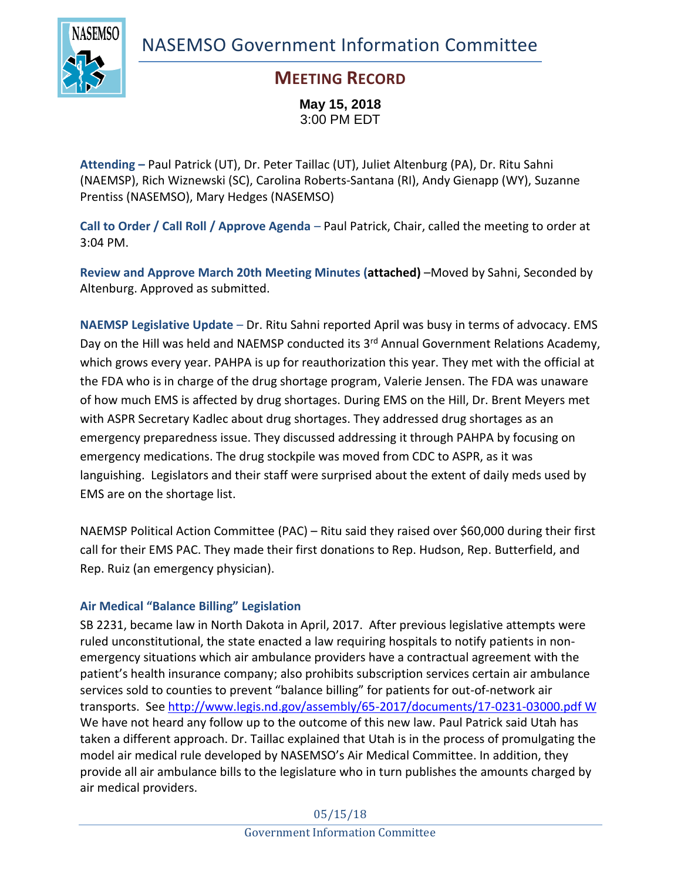// NASEMSO Government Information Committee

## MEETING RECORD

**May 15, 2018**
3:00 PM EDT

**Attending –** Paul Patrick (UT), Dr. Peter Taillac (UT), Juliet Altenburg (PA), Dr. Ritu Sahni (NAEMSP), Rich Wiznewski (SC), Carolina Roberts-Santana (RI), Andy Gienapp (WY), Suzanne Prentiss (NASEMSO), Mary Hedges (NASEMSO)

**Call to Order / Call Roll / Approve Agenda** – Paul Patrick, Chair, called the meeting to order at 3:04 PM.

**Review and Approve March 20th Meeting Minutes (attached)** –Moved by Sahni, Seconded by Altenburg. Approved as submitted.

**NAEMSP Legislative Update** – Dr. Ritu Sahni reported April was busy in terms of advocacy. EMS Day on the Hill was held and NAEMSP conducted its 3rd Annual Government Relations Academy, which grows every year. PAHPA is up for reauthorization this year. They met with the official at the FDA who is in charge of the drug shortage program, Valerie Jensen. The FDA was unaware of how much EMS is affected by drug shortages. During EMS on the Hill, Dr. Brent Meyers met with ASPR Secretary Kadlec about drug shortages. They addressed drug shortages as an emergency preparedness issue. They discussed addressing it through PAHPA by focusing on emergency medications. The drug stockpile was moved from CDC to ASPR, as it was languishing. Legislators and their staff were surprised about the extent of daily meds used by EMS are on the shortage list.

NAEMSP Political Action Committee (PAC) – Ritu said they raised over $60,000 during their first call for their EMS PAC. They made their first donations to Rep. Hudson, Rep. Butterfield, and Rep. Ruiz (an emergency physician).

**Air Medical "Balance Billing" Legislation**

SB 2231, became law in North Dakota in April, 2017. After previous legislative attempts were ruled unconstitutional, the state enacted a law requiring hospitals to notify patients in non-emergency situations which air ambulance providers have a contractual agreement with the patient's health insurance company; also prohibits subscription services certain air ambulance services sold to counties to prevent "balance billing" for patients for out-of-network air transports. See http://www.legis.nd.gov/assembly/65-2017/documents/17-0231-03000.pdf W We have not heard any follow up to the outcome of this new law. Paul Patrick said Utah has taken a different approach. Dr. Taillac explained that Utah is in the process of promulgating the model air medical rule developed by NASEMSO's Air Medical Committee. In addition, they provide all air ambulance bills to the legislature who in turn publishes the amounts charged by air medical providers.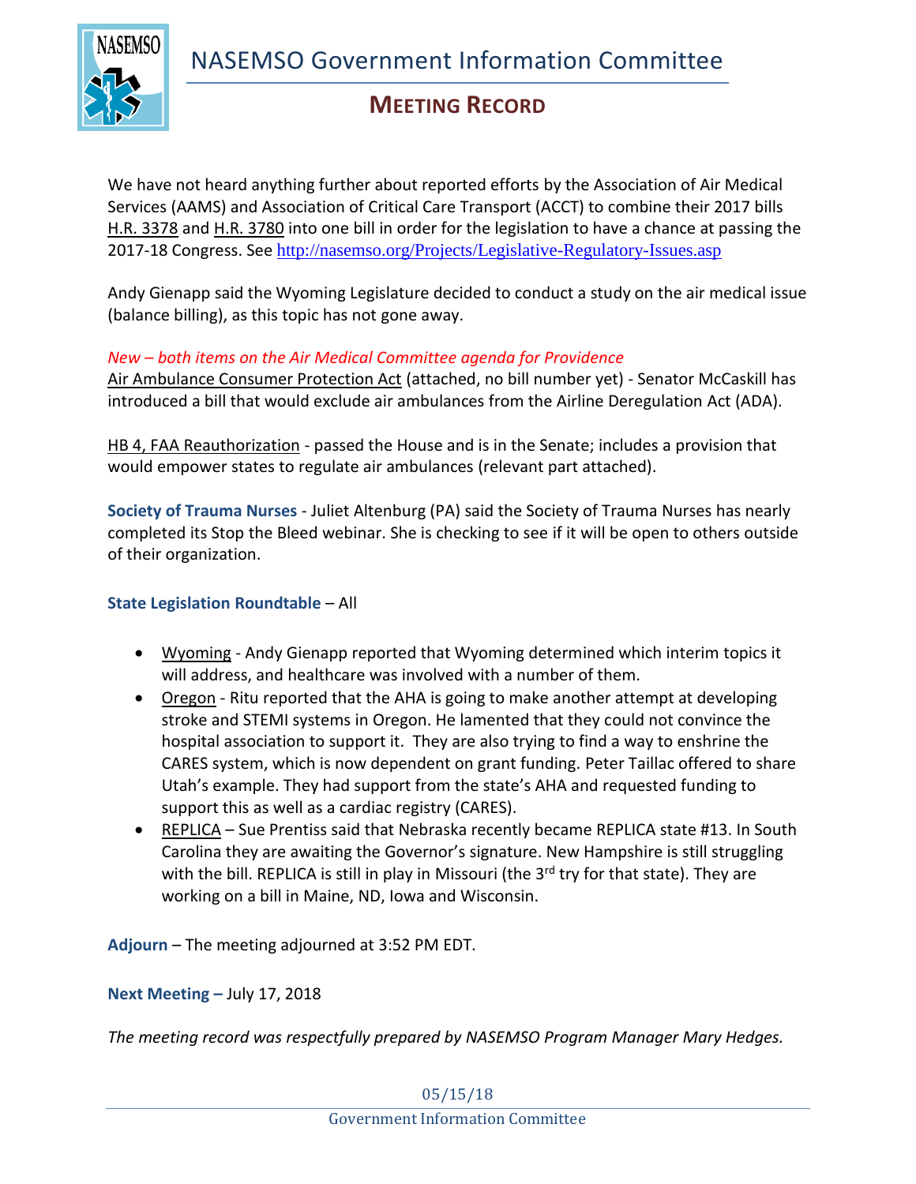We have not heard anything further about reported efforts by the Association of Air Medical Services (AAMS) and Association of Critical Care Transport (ACCT) to combine their 2017 bills H.R. 3378 and H.R. 3780 into one bill in order for the legislation to have a chance at passing the 2017-18 Congress. See http://nasemso.org/Projects/Legislative-Regulatory-Issues.asp

Andy Gienapp said the Wyoming Legislature decided to conduct a study on the air medical issue (balance billing), as this topic has not gone away.

*New – both items on the Air Medical Committee agenda for Providence*

Air Ambulance Consumer Protection Act (attached, no bill number yet) - Senator McCaskill has introduced a bill that would exclude air ambulances from the Airline Deregulation Act (ADA).

HB 4, FAA Reauthorization - passed the House and is in the Senate; includes a provision that would empower states to regulate air ambulances (relevant part attached).

**Society of Trauma Nurses** - Juliet Altenburg (PA) said the Society of Trauma Nurses has nearly completed its Stop the Bleed webinar. She is checking to see if it will be open to others outside of their organization.

**State Legislation Roundtable** – All

- Wyoming - Andy Gienapp reported that Wyoming determined which interim topics it will address, and healthcare was involved with a number of them.
- Oregon - Ritu reported that the AHA is going to make another attempt at developing stroke and STEMI systems in Oregon. He lamented that they could not convince the hospital association to support it. They are also trying to find a way to enshrine the CARES system, which is now dependent on grant funding. Peter Taillac offered to share Utah's example. They had support from the state's AHA and requested funding to support this as well as a cardiac registry (CARES).
- REPLICA – Sue Prentiss said that Nebraska recently became REPLICA state #13. In South Carolina they are awaiting the Governor's signature. New Hampshire is still struggling with the bill. REPLICA is still in play in Missouri (the 3rd try for that state). They are working on a bill in Maine, ND, Iowa and Wisconsin.

**Adjourn** – The meeting adjourned at 3:52 PM EDT.

**Next Meeting –** July 17, 2018

*The meeting record was respectfully prepared by NASEMSO Program Manager Mary Hedges.*